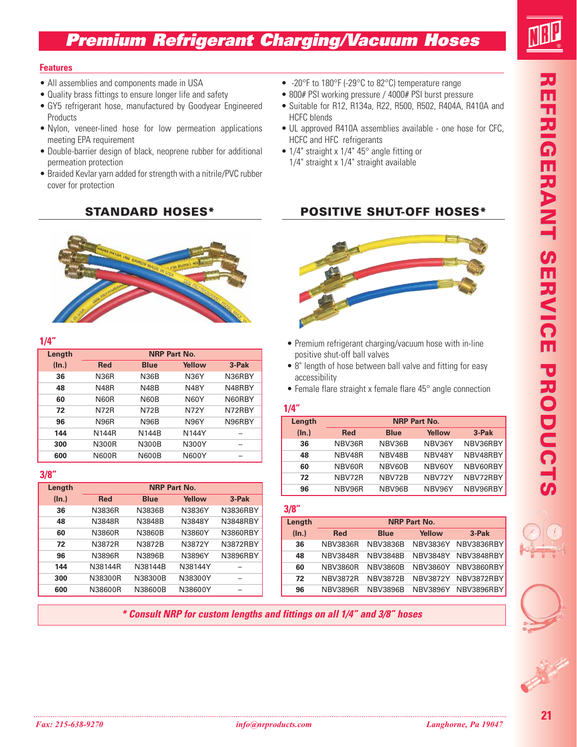# Premium Refrigerant Charging/Vacuum Hoses

## Features

- All assemblies and components made in USA
- Quality brass fittings to ensure longer life and safety
- GY5 refrigerant hose, manufactured by Goodyear Engineered Products
- Nylon, veneer-lined hose for low permeation applications meeting EPA requirement
- Double-barrier design of black, neoprene rubber for additional permeation protection
- Braided Kevlar yarn added for strength with a nitrile/PVC rubber cover for protection
- -20°F to 180°F (-29°C to 82°C) temperature range
- 800# PSI working pressure / 4000# PSI burst pressure
- Suitable for R12, R134a, R22, R500, R502, R404A, R410A and HCFC blends
- UL approved R410A assemblies available - one hose for CFC, HCFC and HFC refrigerants
- 1/4" straight x 1/4" 45° angle fitting or 1/4" straight x 1/4" straight available

## STANDARD HOSES*

### 1/4"

| Length | NRP Part No. | | | |
|---|---|---|---|---|
| (In.) | Red | Blue | Yellow | 3-Pak |
| 36 | N36R | N36B | N36Y | N36RBY |
| 48 | N48R | N48B | N48Y | N48RBY |
| 60 | N60R | N60B | N60Y | N60RBY |
| 72 | N72R | N72B | N72Y | N72RBY |
| 96 | N96R | N96B | N96Y | N96RBY |
| 144 | N144R | N144B | N144Y | – |
| 300 | N300R | N300B | N300Y | – |
| 600 | N600R | N600B | N600Y | – |

### 3/8"

| Length | NRP Part No. | | | |
|---|---|---|---|---|
| (In.) | Red | Blue | Yellow | 3-Pak |
| 36 | N3836R | N3836B | N3836Y | N3836RBY |
| 48 | N3848R | N3848B | N3848Y | N3848RBY |
| 60 | N3860R | N3860B | N3860Y | N3860RBY |
| 72 | N3872R | N3872B | N3872Y | N3872RBY |
| 96 | N3896R | N3896B | N3896Y | N3896RBY |
| 144 | N38144R | N38144B | N38144Y | – |
| 300 | N38300R | N38300B | N38300Y | – |
| 600 | N38600R | N38600B | N38600Y | – |

## POSITIVE SHUT-OFF HOSES*

- Premium refrigerant charging/vacuum hose with in-line positive shut-off ball valves
- 8" length of hose between ball valve and fitting for easy accessibility
- Female flare straight x female flare 45° angle connection

### 1/4"

| Length | NRP Part No. | | | |
|---|---|---|---|---|
| (In.) | Red | Blue | Yellow | 3-Pak |
| 36 | NBV36R | NBV36B | NBV36Y | NBV36RBY |
| 48 | NBV48R | NBV48B | NBV48Y | NBV48RBY |
| 60 | NBV60R | NBV60B | NBV60Y | NBV60RBY |
| 72 | NBV72R | NBV72B | NBV72Y | NBV72RBY |
| 96 | NBV96R | NBV96B | NBV96Y | NBV96RBY |

### 3/8"

| Length | NRP Part No. | | | |
|---|---|---|---|---|
| (In.) | Red | Blue | Yellow | 3-Pak |
| 36 | NBV3836R | NBV3836B | NBV3836Y | NBV3836RBY |
| 48 | NBV3848R | NBV3848B | NBV3848Y | NBV3848RBY |
| 60 | NBV3860R | NBV3860B | NBV3860Y | NBV3860RBY |
| 72 | NBV3872R | NBV3872B | NBV3872Y | NBV3872RBY |
| 96 | NBV3896R | NBV3896B | NBV3896Y | NBV3896RBY |

***\* Consult NRP for custom lengths and fittings on all 1/4" and 3/8" hoses***

*Fax: 215-638-9270* *info@nrproducts.com* *Langhorne, Pa 19047*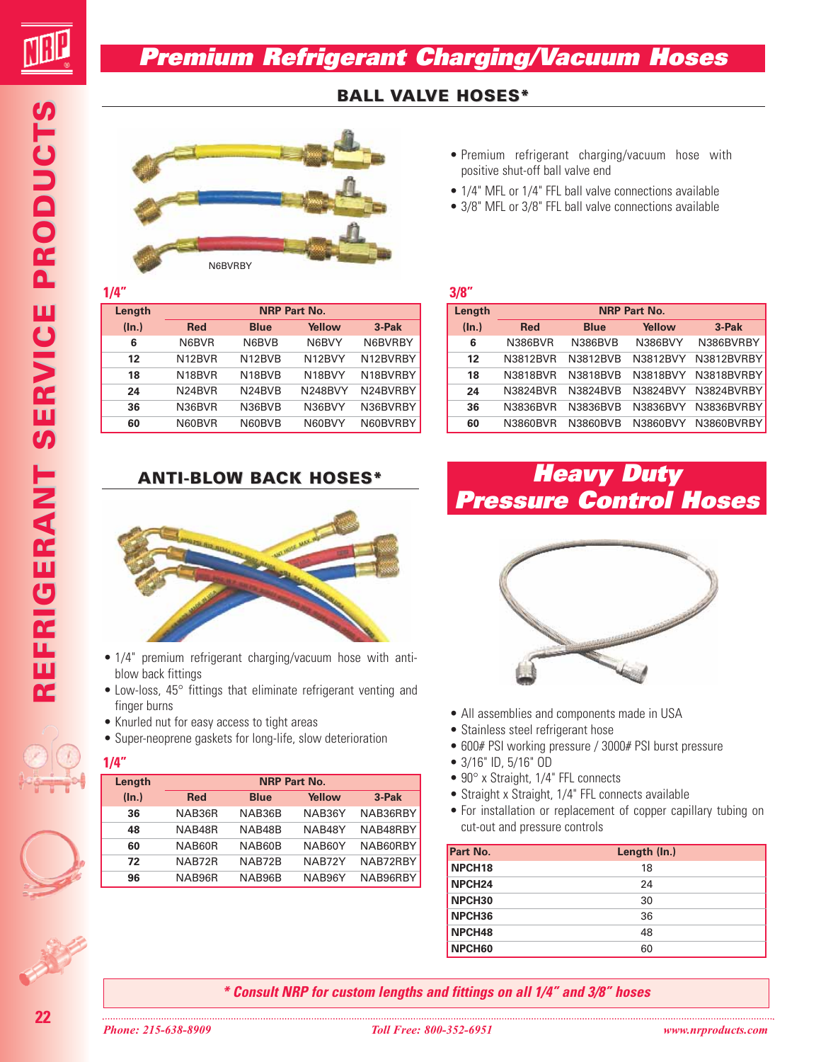# Premium Refrigerant Charging/Vacuum Hoses

## BALL VALVE HOSES*

N6BVRBY

- Premium refrigerant charging/vacuum hose with positive shut-off ball valve end
- 1/4" MFL or 1/4" FFL ball valve connections available
- 3/8" MFL or 3/8" FFL ball valve connections available

**1/4"**

| Length (In.) | NRP Part No. | | | |
|---|---|---|---|---|
| | Red | Blue | Yellow | 3-Pak |
| 6 | N6BVR | N6BVB | N6BVY | N6BVRBY |
| 12 | N12BVR | N12BVB | N12BVY | N12BVRBY |
| 18 | N18BVR | N18BVB | N18BVY | N18BVRBY |
| 24 | N24BVR | N24BVB | N248BVY | N24BVRBY |
| 36 | N36BVR | N36BVB | N36BVY | N36BVRBY |
| 60 | N60BVR | N60BVB | N60BVY | N60BVRBY |

**3/8"**

| Length (In.) | NRP Part No. | | | |
|---|---|---|---|---|
| | Red | Blue | Yellow | 3-Pak |
| 6 | N386BVR | N386BVB | N386BVY | N386BVRBY |
| 12 | N3812BVR | N3812BVB | N3812BVY | N3812BVRBY |
| 18 | N3818BVR | N3818BVB | N3818BVY | N3818BVRBY |
| 24 | N3824BVR | N3824BVB | N3824BVY | N3824BVRBY |
| 36 | N3836BVR | N3836BVB | N3836BVY | N3836BVRBY |
| 60 | N3860BVR | N3860BVB | N3860BVY | N3860BVRBY |

## ANTI-BLOW BACK HOSES*

- 1/4" premium refrigerant charging/vacuum hose with anti-blow back fittings
- Low-loss, 45° fittings that eliminate refrigerant venting and finger burns
- Knurled nut for easy access to tight areas
- Super-neoprene gaskets for long-life, slow deterioration

**1/4"**

| Length (In.) | NRP Part No. | | | |
|---|---|---|---|---|
| | Red | Blue | Yellow | 3-Pak |
| 36 | NAB36R | NAB36B | NAB36Y | NAB36RBY |
| 48 | NAB48R | NAB48B | NAB48Y | NAB48RBY |
| 60 | NAB60R | NAB60B | NAB60Y | NAB60RBY |
| 72 | NAB72R | NAB72B | NAB72Y | NAB72RBY |
| 96 | NAB96R | NAB96B | NAB96Y | NAB96RBY |

## Heavy Duty Pressure Control Hoses

- All assemblies and components made in USA
- Stainless steel refrigerant hose
- 600# PSI working pressure / 3000# PSI burst pressure
- 3/16" ID, 5/16" OD
- 90° x Straight, 1/4" FFL connects
- Straight x Straight, 1/4" FFL connects available
- For installation or replacement of copper capillary tubing on cut-out and pressure controls

| Part No. | Length (In.) |
|---|---|
| NPCH18 | 18 |
| NPCH24 | 24 |
| NPCH30 | 30 |
| NPCH36 | 36 |
| NPCH48 | 48 |
| NPCH60 | 60 |

*** Consult NRP for custom lengths and fittings on all 1/4" and 3/8" hoses**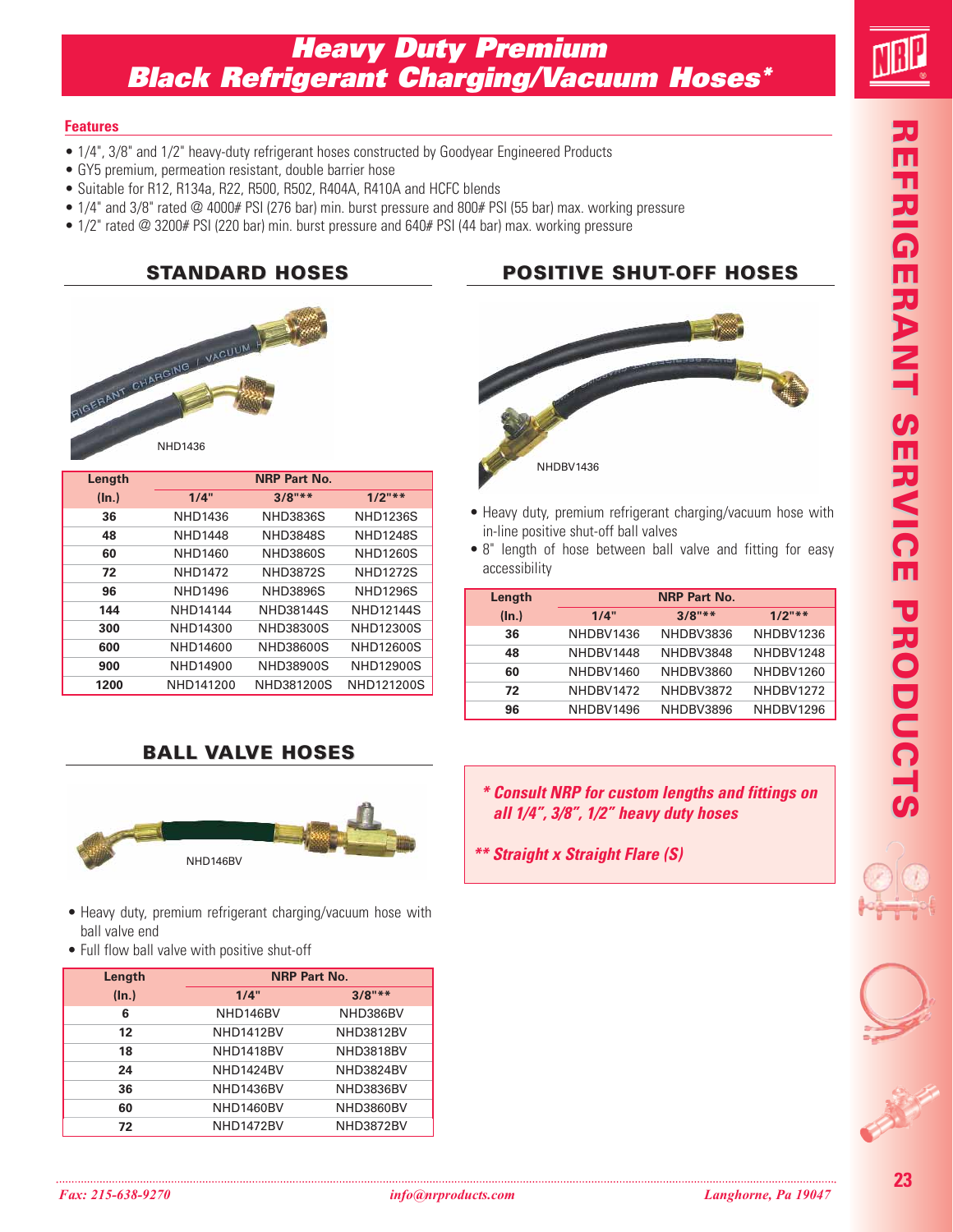// Heavy Duty Premium Black Refrigerant Charging/Vacuum Hoses*

## Features

- 1/4", 3/8" and 1/2" heavy-duty refrigerant hoses constructed by Goodyear Engineered Products
- GY5 premium, permeation resistant, double barrier hose
- Suitable for R12, R134a, R22, R500, R502, R404A, R410A and HCFC blends
- 1/4" and 3/8" rated @ 4000# PSI (276 bar) min. burst pressure and 800# PSI (55 bar) max. working pressure
- 1/2" rated @ 3200# PSI (220 bar) min. burst pressure and 640# PSI (44 bar) max. working pressure

## STANDARD HOSES

NHD1436

| Length | NRP Part No. | | |
|---|---|---|---|
| (In.) | 1/4" | 3/8"** | 1/2"** |
| 36 | NHD1436 | NHD3836S | NHD1236S |
| 48 | NHD1448 | NHD3848S | NHD1248S |
| 60 | NHD1460 | NHD3860S | NHD1260S |
| 72 | NHD1472 | NHD3872S | NHD1272S |
| 96 | NHD1496 | NHD3896S | NHD1296S |
| 144 | NHD14144 | NHD38144S | NHD12144S |
| 300 | NHD14300 | NHD38300S | NHD12300S |
| 600 | NHD14600 | NHD38600S | NHD12600S |
| 900 | NHD14900 | NHD38900S | NHD12900S |
| 1200 | NHD141200 | NHD381200S | NHD121200S |

## POSITIVE SHUT-OFF HOSES

NHDBV1436

- Heavy duty, premium refrigerant charging/vacuum hose with in-line positive shut-off ball valves
- 8" length of hose between ball valve and fitting for easy accessibility

| Length | NRP Part No. | | |
|---|---|---|---|
| (In.) | 1/4" | 3/8"** | 1/2"** |
| 36 | NHDBV1436 | NHDBV3836 | NHDBV1236 |
| 48 | NHDBV1448 | NHDBV3848 | NHDBV1248 |
| 60 | NHDBV1460 | NHDBV3860 | NHDBV1260 |
| 72 | NHDBV1472 | NHDBV3872 | NHDBV1272 |
| 96 | NHDBV1496 | NHDBV3896 | NHDBV1296 |

## BALL VALVE HOSES

NHD146BV

- Heavy duty, premium refrigerant charging/vacuum hose with ball valve end
- Full flow ball valve with positive shut-off

| Length | NRP Part No. | |
|---|---|---|
| (In.) | 1/4" | 3/8"** |
| 6 | NHD146BV | NHD386BV |
| 12 | NHD1412BV | NHD3812BV |
| 18 | NHD1418BV | NHD3818BV |
| 24 | NHD1424BV | NHD3824BV |
| 36 | NHD1436BV | NHD3836BV |
| 60 | NHD1460BV | NHD3860BV |
| 72 | NHD1472BV | NHD3872BV |

***\* Consult NRP for custom lengths and fittings on all 1/4", 3/8", 1/2" heavy duty hoses***

***\*\* Straight x Straight Flare (S)***

*Fax: 215-638-9270* *info@nrproducts.com* *Langhorne, Pa 19047*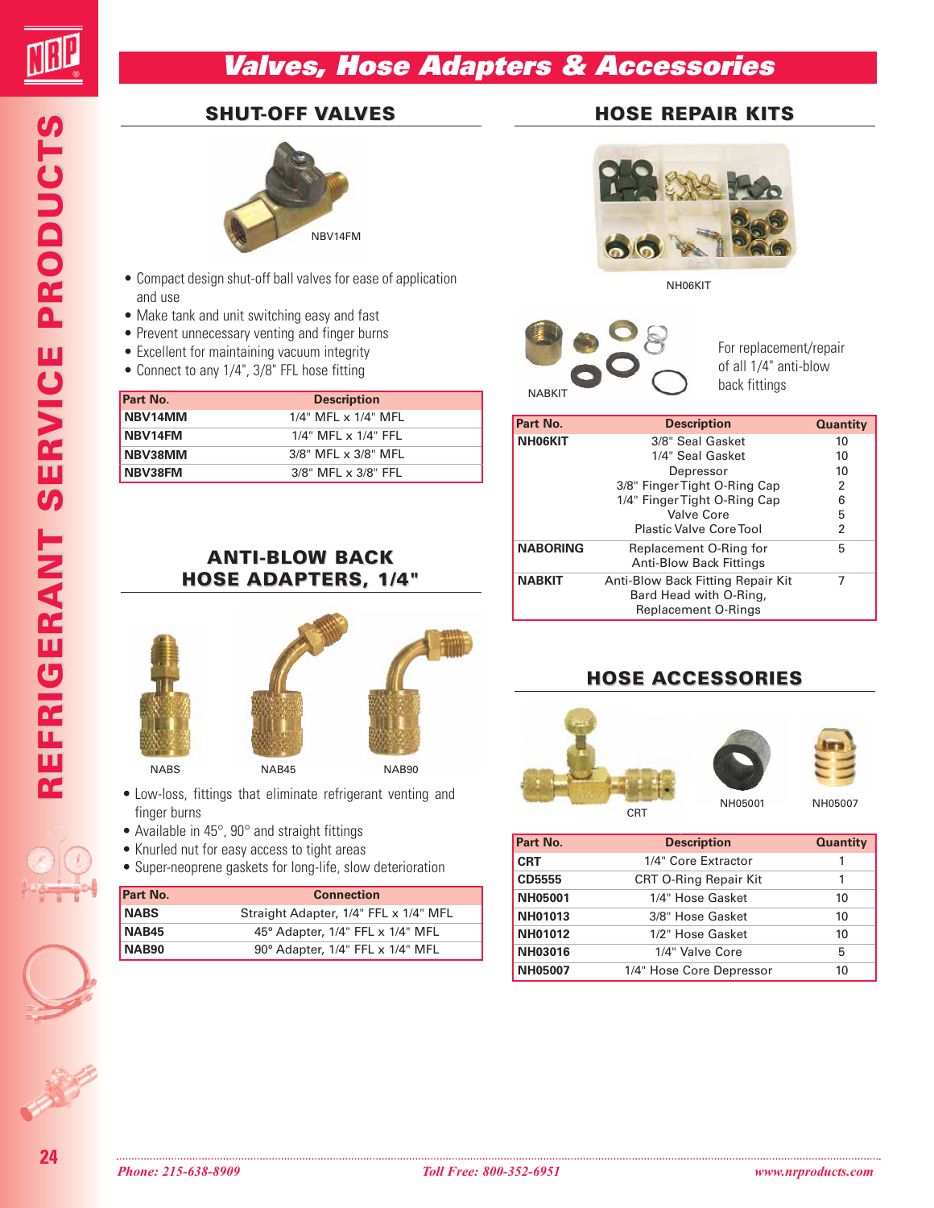# Valves, Hose Adapters & Accessories

## SHUT-OFF VALVES

NBV14FM

- Compact design shut-off ball valves for ease of application and use
- Make tank and unit switching easy and fast
- Prevent unnecessary venting and finger burns
- Excellent for maintaining vacuum integrity
- Connect to any 1/4", 3/8" FFL hose fitting

| Part No. | Description |
|---|---|
| NBV14MM | 1/4" MFL x 1/4" MFL |
| NBV14FM | 1/4" MFL x 1/4" FFL |
| NBV38MM | 3/8" MFL x 3/8" MFL |
| NBV38FM | 3/8" MFL x 3/8" FFL |

## ANTI-BLOW BACK HOSE ADAPTERS, 1/4"

NABS NAB45 NAB90

- Low-loss, fittings that eliminate refrigerant venting and finger burns
- Available in 45°, 90° and straight fittings
- Knurled nut for easy access to tight areas
- Super-neoprene gaskets for long-life, slow deterioration

| Part No. | Connection |
|---|---|
| NABS | Straight Adapter, 1/4" FFL x 1/4" MFL |
| NAB45 | 45° Adapter, 1/4" FFL x 1/4" MFL |
| NAB90 | 90° Adapter, 1/4" FFL x 1/4" MFL |

## HOSE REPAIR KITS

NH06KIT

NABKIT

For replacement/repair of all 1/4" anti-blow back fittings

| Part No. | Description | Quantity |
|---|---|---|
| NH06KIT | 3/8" Seal Gasket | 10 |
| | 1/4" Seal Gasket | 10 |
| | Depressor | 10 |
| | 3/8" Finger Tight O-Ring Cap | 2 |
| | 1/4" Finger Tight O-Ring Cap | 6 |
| | Valve Core | 5 |
| | Plastic Valve Core Tool | 2 |
| NABORING | Replacement O-Ring for Anti-Blow Back Fittings | 5 |
| NABKIT | Anti-Blow Back Fitting Repair Kit Bard Head with O-Ring, Replacement O-Rings | 7 |

## HOSE ACCESSORIES

CRT NH05001 NH05007

| Part No. | Description | Quantity |
|---|---|---|
| CRT | 1/4" Core Extractor | 1 |
| CD5555 | CRT O-Ring Repair Kit | 1 |
| NH05001 | 1/4" Hose Gasket | 10 |
| NH01013 | 3/8" Hose Gasket | 10 |
| NH01012 | 1/2" Hose Gasket | 10 |
| NH03016 | 1/4" Valve Core | 5 |
| NH05007 | 1/4" Hose Core Depressor | 10 |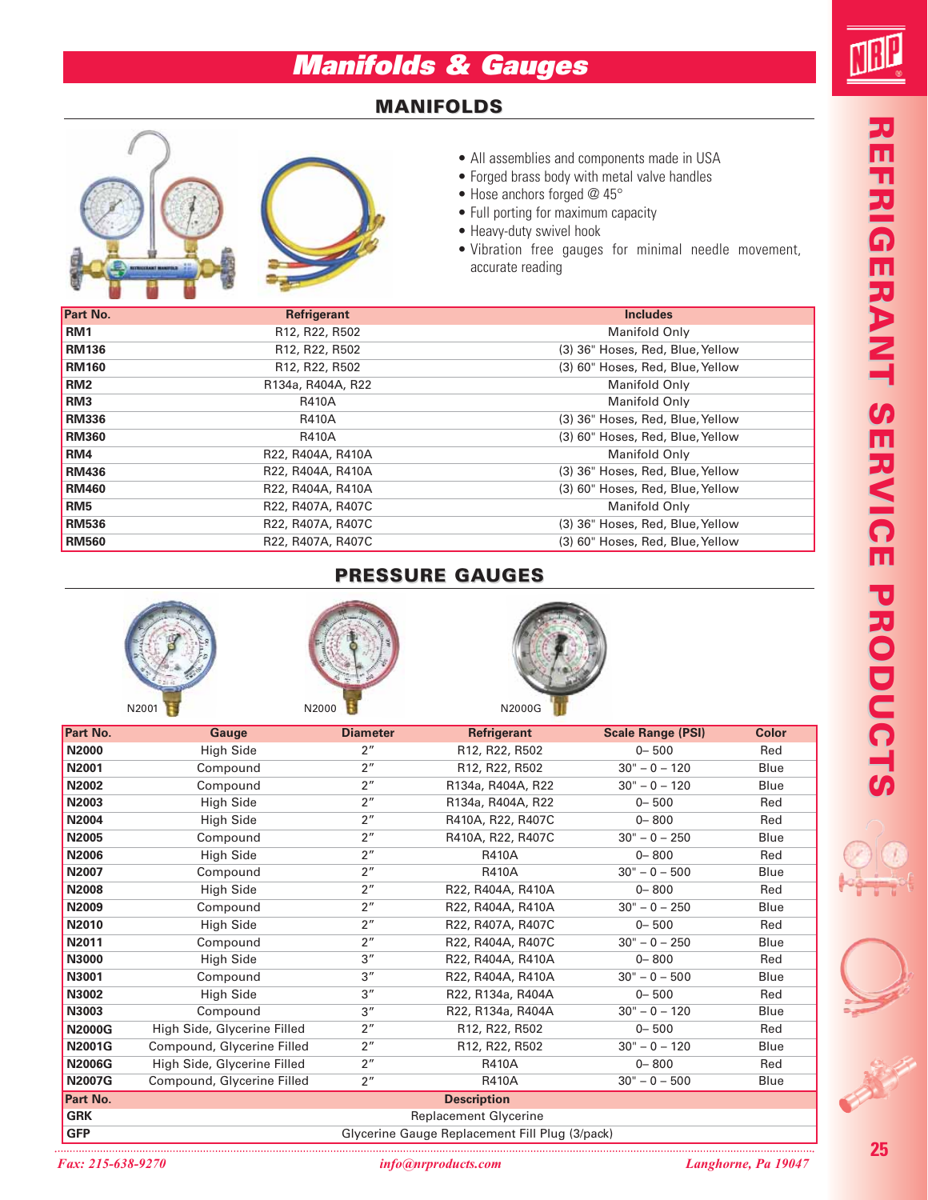# Manifolds & Gauges

## MANIFOLDS

- All assemblies and components made in USA
- Forged brass body with metal valve handles
- Hose anchors forged @ 45°
- Full porting for maximum capacity
- Heavy-duty swivel hook
- Vibration free gauges for minimal needle movement, accurate reading

| Part No. | Refrigerant | Includes |
|---|---|---|
| **RM1** | R12, R22, R502 | Manifold Only |
| **RM136** | R12, R22, R502 | (3) 36" Hoses, Red, Blue, Yellow |
| **RM160** | R12, R22, R502 | (3) 60" Hoses, Red, Blue, Yellow |
| **RM2** | R134a, R404A, R22 | Manifold Only |
| **RM3** | R410A | Manifold Only |
| **RM336** | R410A | (3) 36" Hoses, Red, Blue, Yellow |
| **RM360** | R410A | (3) 60" Hoses, Red, Blue, Yellow |
| **RM4** | R22, R404A, R410A | Manifold Only |
| **RM436** | R22, R404A, R410A | (3) 36" Hoses, Red, Blue, Yellow |
| **RM460** | R22, R404A, R410A | (3) 60" Hoses, Red, Blue, Yellow |
| **RM5** | R22, R407A, R407C | Manifold Only |
| **RM536** | R22, R407A, R407C | (3) 36" Hoses, Red, Blue, Yellow |
| **RM560** | R22, R407A, R407C | (3) 60" Hoses, Red, Blue, Yellow |

## PRESSURE GAUGES

N2001 N2000 N2000G

| Part No. | Gauge | Diameter | Refrigerant | Scale Range (PSI) | Color |
|---|---|---|---|---|---|
| **N2000** | High Side | 2″ | R12, R22, R502 | 0– 500 | Red |
| **N2001** | Compound | 2″ | R12, R22, R502 | 30" – 0 – 120 | Blue |
| **N2002** | Compound | 2″ | R134a, R404A, R22 | 30" – 0 – 120 | Blue |
| **N2003** | High Side | 2″ | R134a, R404A, R22 | 0– 500 | Red |
| **N2004** | High Side | 2″ | R410A, R22, R407C | 0– 800 | Red |
| **N2005** | Compound | 2″ | R410A, R22, R407C | 30" – 0 – 250 | Blue |
| **N2006** | High Side | 2″ | R410A | 0– 800 | Red |
| **N2007** | Compound | 2″ | R410A | 30" – 0 – 500 | Blue |
| **N2008** | High Side | 2″ | R22, R404A, R410A | 0– 800 | Red |
| **N2009** | Compound | 2″ | R22, R404A, R410A | 30" – 0 – 250 | Blue |
| **N2010** | High Side | 2″ | R22, R407A, R407C | 0– 500 | Red |
| **N2011** | Compound | 2″ | R22, R404A, R407C | 30" – 0 – 250 | Blue |
| **N3000** | High Side | 3″ | R22, R404A, R410A | 0– 800 | Red |
| **N3001** | Compound | 3″ | R22, R404A, R410A | 30" – 0 – 500 | Blue |
| **N3002** | High Side | 3″ | R22, R134a, R404A | 0– 500 | Red |
| **N3003** | Compound | 3″ | R22, R134a, R404A | 30" – 0 – 120 | Blue |
| **N2000G** | High Side, Glycerine Filled | 2″ | R12, R22, R502 | 0– 500 | Red |
| **N2001G** | Compound, Glycerine Filled | 2″ | R12, R22, R502 | 30" – 0 – 120 | Blue |
| **N2006G** | High Side, Glycerine Filled | 2″ | R410A | 0– 800 | Red |
| **N2007G** | Compound, Glycerine Filled | 2″ | R410A | 30" – 0 – 500 | Blue |

| Part No. | Description |
|---|---|
| **GRK** | Replacement Glycerine |
| **GFP** | Glycerine Gauge Replacement Fill Plug (3/pack) |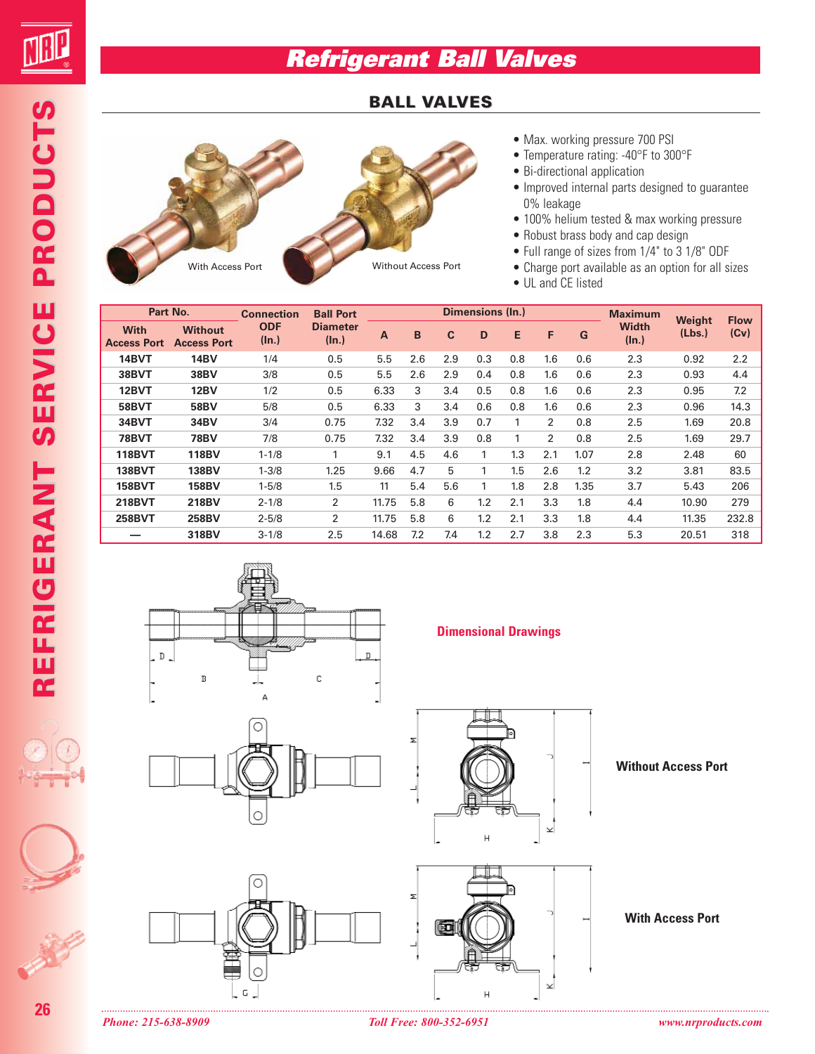# Refrigerant Ball Valves

## BALL VALVES

With Access Port

Without Access Port

- Max. working pressure 700 PSI
- Temperature rating: -40°F to 300°F
- Bi-directional application
- Improved internal parts designed to guarantee 0% leakage
- 100% helium tested & max working pressure
- Robust brass body and cap design
- Full range of sizes from 1/4" to 3 1/8" ODF
- Charge port available as an option for all sizes
- UL and CE listed

| Part No. | | Connection ODF (In.) | Ball Port Diameter (In.) | Dimensions (In.) | | | | | | | Maximum Width (In.) | Weight (Lbs.) | Flow (Cv) |
|---|---|---|---|---|---|---|---|---|---|---|---|---|---|
| With Access Port | Without Access Port | | | A | B | C | D | E | F | G | | | |
| 14BVT | 14BV | 1/4 | 0.5 | 5.5 | 2.6 | 2.9 | 0.3 | 0.8 | 1.6 | 0.6 | 2.3 | 0.92 | 2.2 |
| 38BVT | 38BV | 3/8 | 0.5 | 5.5 | 2.6 | 2.9 | 0.4 | 0.8 | 1.6 | 0.6 | 2.3 | 0.93 | 4.4 |
| 12BVT | 12BV | 1/2 | 0.5 | 6.33 | 3 | 3.4 | 0.5 | 0.8 | 1.6 | 0.6 | 2.3 | 0.95 | 7.2 |
| 58BVT | 58BV | 5/8 | 0.5 | 6.33 | 3 | 3.4 | 0.6 | 0.8 | 1.6 | 0.6 | 2.3 | 0.96 | 14.3 |
| 34BVT | 34BV | 3/4 | 0.75 | 7.32 | 3.4 | 3.9 | 0.7 | 1 | 2 | 0.8 | 2.5 | 1.69 | 20.8 |
| 78BVT | 78BV | 7/8 | 0.75 | 7.32 | 3.4 | 3.9 | 0.8 | 1 | 2 | 0.8 | 2.5 | 1.69 | 29.7 |
| 118BVT | 118BV | 1-1/8 | 1 | 9.1 | 4.5 | 4.6 | 1 | 1.3 | 2.1 | 1.07 | 2.8 | 2.48 | 60 |
| 138BVT | 138BV | 1-3/8 | 1.25 | 9.66 | 4.7 | 5 | 1 | 1.5 | 2.6 | 1.2 | 3.2 | 3.81 | 83.5 |
| 158BVT | 158BV | 1-5/8 | 1.5 | 11 | 5.4 | 5.6 | 1 | 1.8 | 2.8 | 1.35 | 3.7 | 5.43 | 206 |
| 218BVT | 218BV | 2-1/8 | 2 | 11.75 | 5.8 | 6 | 1.2 | 2.1 | 3.3 | 1.8 | 4.4 | 10.90 | 279 |
| 258BVT | 258BV | 2-5/8 | 2 | 11.75 | 5.8 | 6 | 1.2 | 2.1 | 3.3 | 1.8 | 4.4 | 11.35 | 232.8 |
| — | 318BV | 3-1/8 | 2.5 | 14.68 | 7.2 | 7.4 | 1.2 | 2.7 | 3.8 | 2.3 | 5.3 | 20.51 | 318 |

**Dimensional Drawings**

**Without Access Port**

**With Access Port**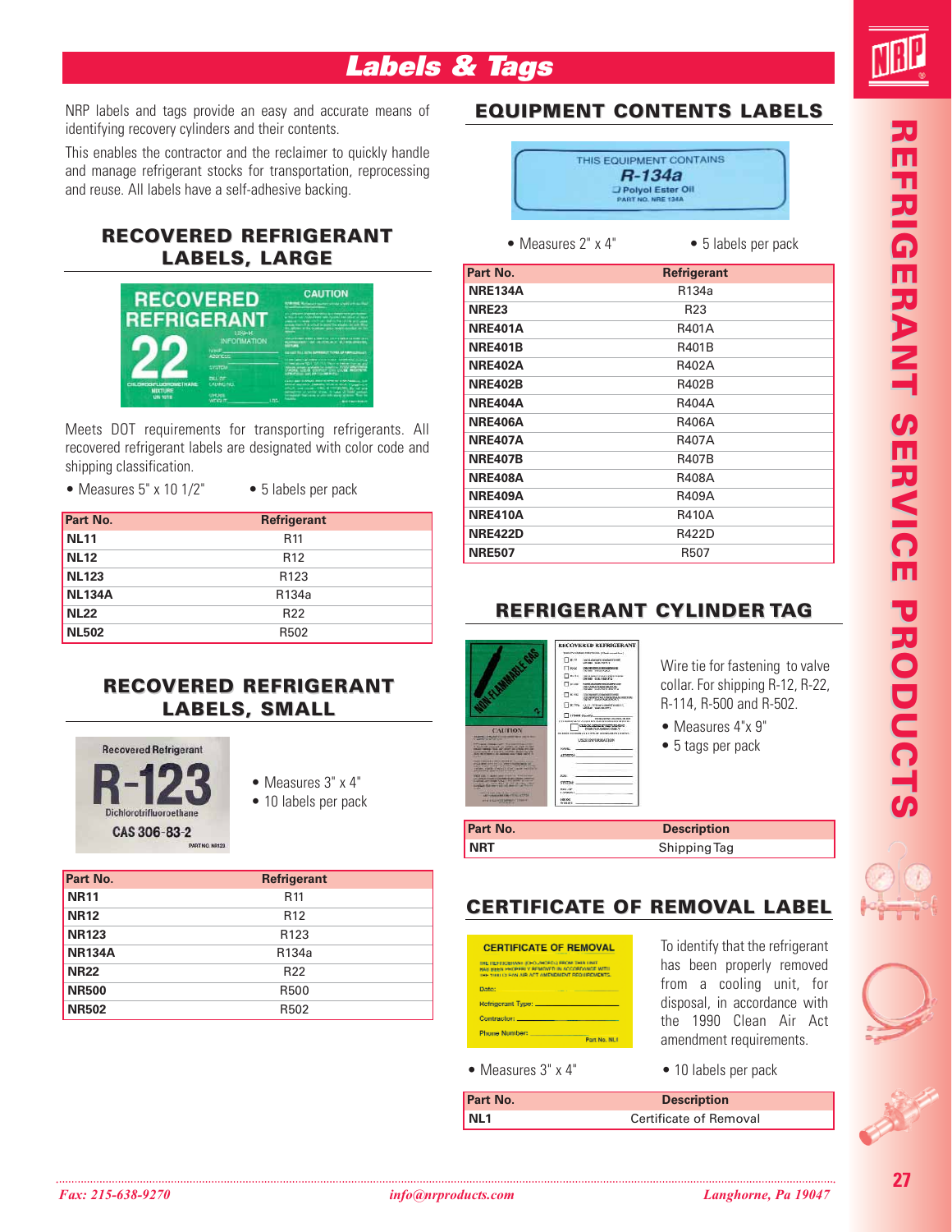# Labels & Tags

NRP labels and tags provide an easy and accurate means of identifying recovery cylinders and their contents.

This enables the contractor and the reclaimer to quickly handle and manage refrigerant stocks for transportation, reprocessing and reuse. All labels have a self-adhesive backing.

## RECOVERED REFRIGERANT LABELS, LARGE

Meets DOT requirements for transporting refrigerants. All recovered refrigerant labels are designated with color code and shipping classification.

- Measures 5" x 10 1/2"
- 5 labels per pack

| Part No. | Refrigerant |
|---|---|
| **NL11** | R11 |
| **NL12** | R12 |
| **NL123** | R123 |
| **NL134A** | R134a |
| **NL22** | R22 |
| **NL502** | R502 |

## RECOVERED REFRIGERANT LABELS, SMALL

- Measures 3" x 4"
- 10 labels per pack

| Part No. | Refrigerant |
|---|---|
| **NR11** | R11 |
| **NR12** | R12 |
| **NR123** | R123 |
| **NR134A** | R134a |
| **NR22** | R22 |
| **NR500** | R500 |
| **NR502** | R502 |

## EQUIPMENT CONTENTS LABELS

- Measures 2" x 4"
- 5 labels per pack

| Part No. | Refrigerant |
|---|---|
| **NRE134A** | R134a |
| **NRE23** | R23 |
| **NRE401A** | R401A |
| **NRE401B** | R401B |
| **NRE402A** | R402A |
| **NRE402B** | R402B |
| **NRE404A** | R404A |
| **NRE406A** | R406A |
| **NRE407A** | R407A |
| **NRE407B** | R407B |
| **NRE408A** | R408A |
| **NRE409A** | R409A |
| **NRE410A** | R410A |
| **NRE422D** | R422D |
| **NRE507** | R507 |

## REFRIGERANT CYLINDER TAG

Wire tie for fastening to valve collar. For shipping R-12, R-22, R-114, R-500 and R-502.

- Measures 4"x 9"
- 5 tags per pack

| Part No. | Description |
|---|---|
| **NRT** | Shipping Tag |

## CERTIFICATE OF REMOVAL LABEL

To identify that the refrigerant has been properly removed from a cooling unit, for disposal, in accordance with the 1990 Clean Air Act amendment requirements.

- Measures 3" x 4"
- 10 labels per pack

| Part No. | Description |
|---|---|
| **NL1** | Certificate of Removal |

*Fax: 215-638-9270* *info@nrproducts.com* *Langhorne, Pa 19047*